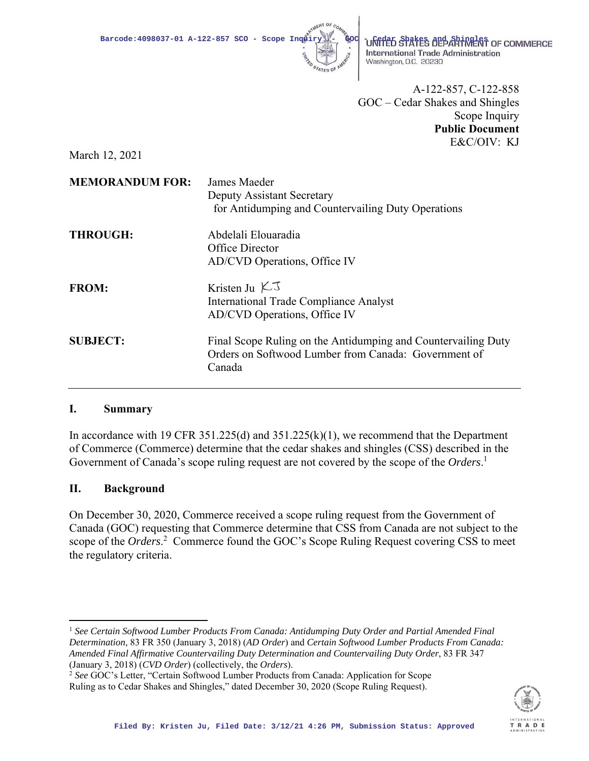UNITED STATES DEPARTMENT OF COMMERCE
International Trade Administration
Washington, D.C. 20230

A-122-857, C-122-858
GOC – Cedar Shakes and Shingles
Scope Inquiry
**Public Document**
E&C/OIV: KJ

March 12, 2021

| | |
|---|---|
| **MEMORANDUM FOR:** | James Maeder<br>Deputy Assistant Secretary<br>for Antidumping and Countervailing Duty Operations |
| **THROUGH:** | Abdelali Elouaradia<br>Office Director<br>AD/CVD Operations, Office IV |
| **FROM:** | Kristen Ju KJ<br>International Trade Compliance Analyst<br>AD/CVD Operations, Office IV |
| **SUBJECT:** | Final Scope Ruling on the Antidumping and Countervailing Duty Orders on Softwood Lumber from Canada: Government of Canada |

## I. Summary

In accordance with 19 CFR 351.225(d) and 351.225(k)(1), we recommend that the Department of Commerce (Commerce) determine that the cedar shakes and shingles (CSS) described in the Government of Canada's scope ruling request are not covered by the scope of the *Orders*.[1]

## II. Background

On December 30, 2020, Commerce received a scope ruling request from the Government of Canada (GOC) requesting that Commerce determine that CSS from Canada are not subject to the scope of the *Orders*.[2] Commerce found the GOC's Scope Ruling Request covering CSS to meet the regulatory criteria.

---

[1] *See Certain Softwood Lumber Products From Canada: Antidumping Duty Order and Partial Amended Final Determination*, 83 FR 350 (January 3, 2018) (*AD Order*) and *Certain Softwood Lumber Products From Canada: Amended Final Affirmative Countervailing Duty Determination and Countervailing Duty Order*, 83 FR 347 (January 3, 2018) (*CVD Order*) (collectively, the *Orders*).

[2] *See* GOC's Letter, "Certain Softwood Lumber Products from Canada: Application for Scope Ruling as to Cedar Shakes and Shingles," dated December 30, 2020 (Scope Ruling Request).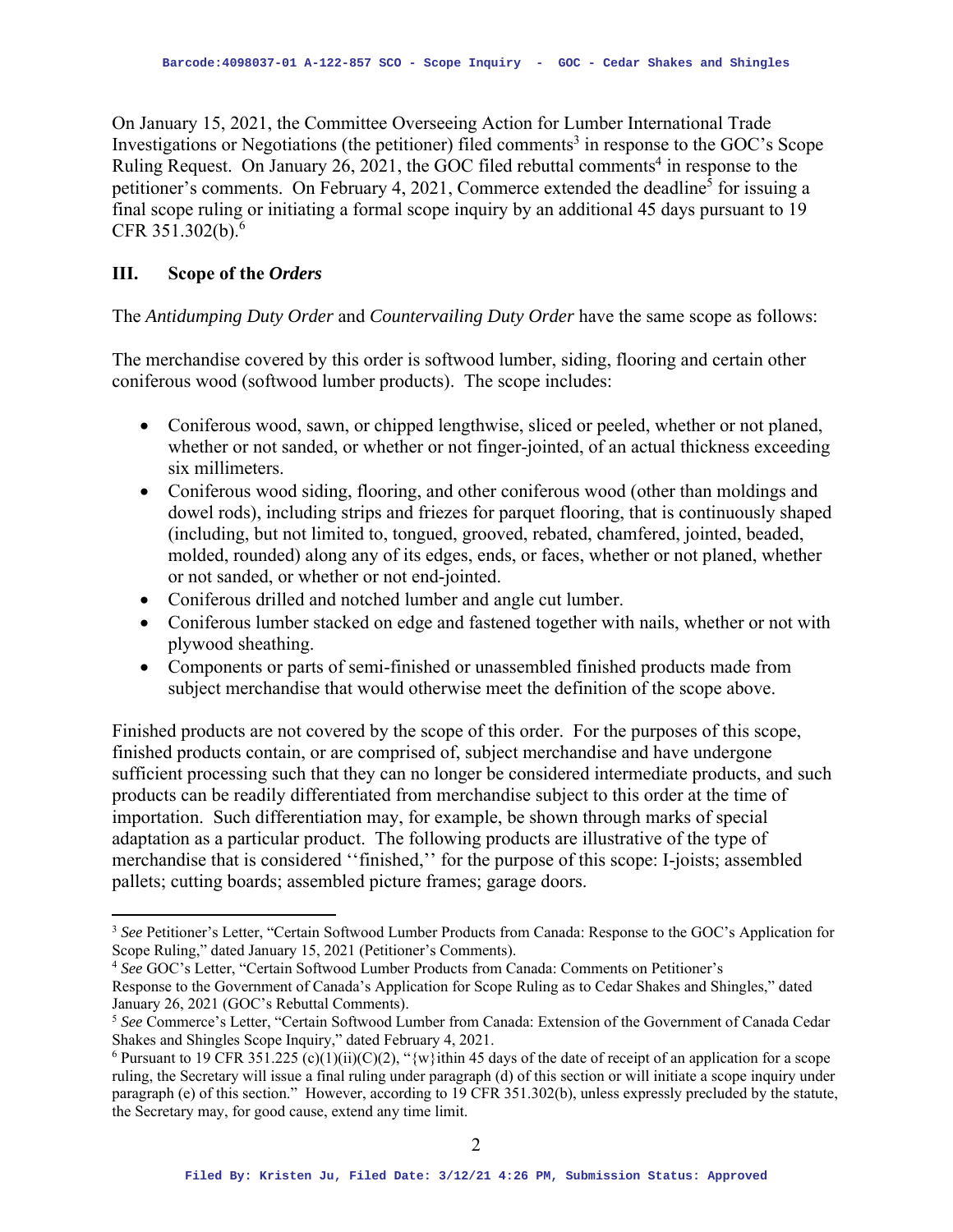On January 15, 2021, the Committee Overseeing Action for Lumber International Trade Investigations or Negotiations (the petitioner) filed comments[3] in response to the GOC's Scope Ruling Request. On January 26, 2021, the GOC filed rebuttal comments[4] in response to the petitioner's comments. On February 4, 2021, Commerce extended the deadline[5] for issuing a final scope ruling or initiating a formal scope inquiry by an additional 45 days pursuant to 19 CFR 351.302(b).[6]

## III. Scope of the *Orders*

The *Antidumping Duty Order* and *Countervailing Duty Order* have the same scope as follows:

The merchandise covered by this order is softwood lumber, siding, flooring and certain other coniferous wood (softwood lumber products). The scope includes:

- Coniferous wood, sawn, or chipped lengthwise, sliced or peeled, whether or not planed, whether or not sanded, or whether or not finger-jointed, of an actual thickness exceeding six millimeters.
- Coniferous wood siding, flooring, and other coniferous wood (other than moldings and dowel rods), including strips and friezes for parquet flooring, that is continuously shaped (including, but not limited to, tongued, grooved, rebated, chamfered, jointed, beaded, molded, rounded) along any of its edges, ends, or faces, whether or not planed, whether or not sanded, or whether or not end-jointed.
- Coniferous drilled and notched lumber and angle cut lumber.
- Coniferous lumber stacked on edge and fastened together with nails, whether or not with plywood sheathing.
- Components or parts of semi-finished or unassembled finished products made from subject merchandise that would otherwise meet the definition of the scope above.

Finished products are not covered by the scope of this order. For the purposes of this scope, finished products contain, or are comprised of, subject merchandise and have undergone sufficient processing such that they can no longer be considered intermediate products, and such products can be readily differentiated from merchandise subject to this order at the time of importation. Such differentiation may, for example, be shown through marks of special adaptation as a particular product. The following products are illustrative of the type of merchandise that is considered ''finished,'' for the purpose of this scope: I-joists; assembled pallets; cutting boards; assembled picture frames; garage doors.

---

[3] *See* Petitioner's Letter, "Certain Softwood Lumber Products from Canada: Response to the GOC's Application for Scope Ruling," dated January 15, 2021 (Petitioner's Comments).

[4] *See* GOC's Letter, "Certain Softwood Lumber Products from Canada: Comments on Petitioner's Response to the Government of Canada's Application for Scope Ruling as to Cedar Shakes and Shingles," dated January 26, 2021 (GOC's Rebuttal Comments).

[5] *See* Commerce's Letter, "Certain Softwood Lumber from Canada: Extension of the Government of Canada Cedar Shakes and Shingles Scope Inquiry," dated February 4, 2021.

[6] Pursuant to 19 CFR 351.225 (c)(1)(ii)(C)(2), "{w}ithin 45 days of the date of receipt of an application for a scope ruling, the Secretary will issue a final ruling under paragraph (d) of this section or will initiate a scope inquiry under paragraph (e) of this section." However, according to 19 CFR 351.302(b), unless expressly precluded by the statute, the Secretary may, for good cause, extend any time limit.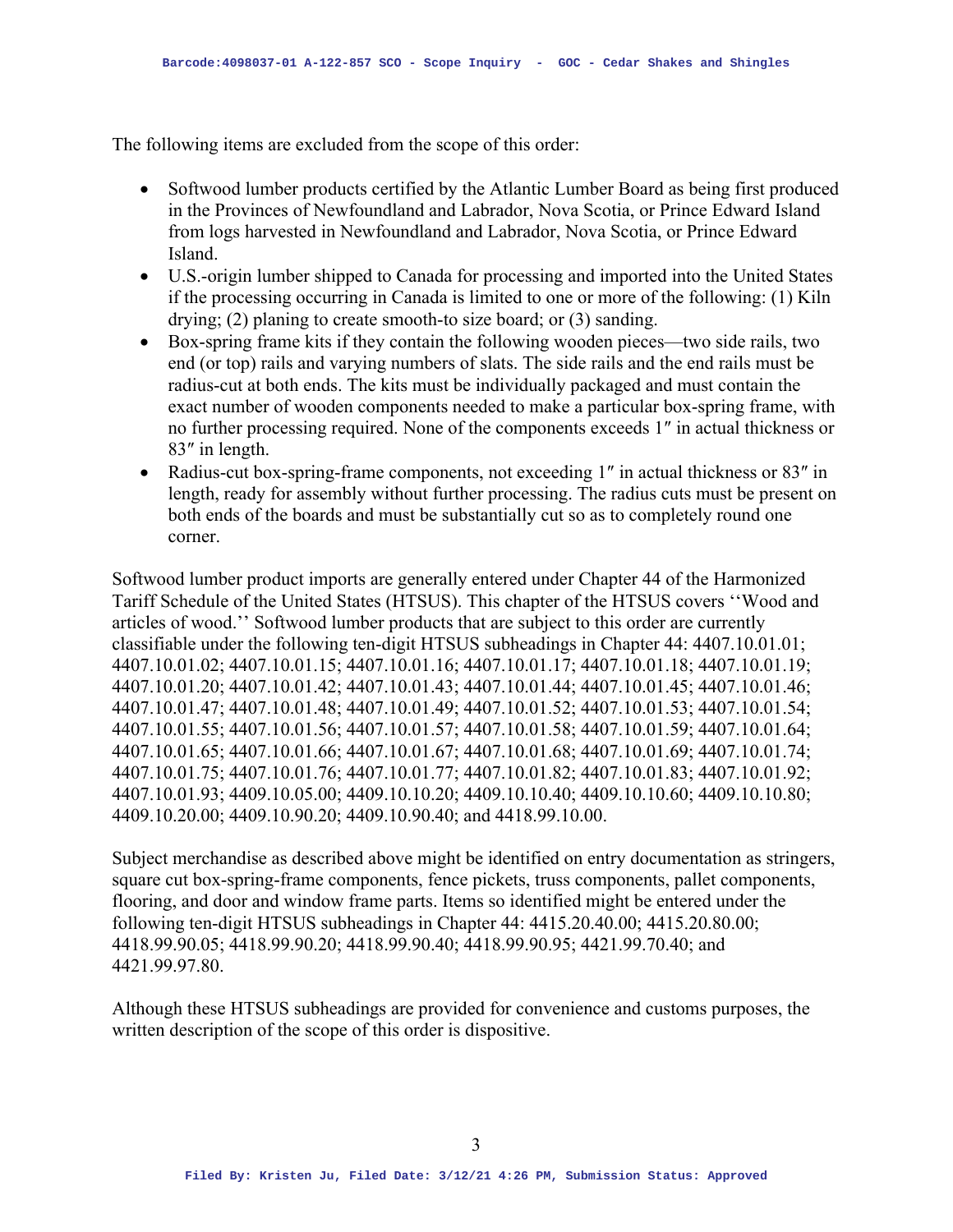The following items are excluded from the scope of this order:

- Softwood lumber products certified by the Atlantic Lumber Board as being first produced in the Provinces of Newfoundland and Labrador, Nova Scotia, or Prince Edward Island from logs harvested in Newfoundland and Labrador, Nova Scotia, or Prince Edward Island.
- U.S.-origin lumber shipped to Canada for processing and imported into the United States if the processing occurring in Canada is limited to one or more of the following: (1) Kiln drying; (2) planing to create smooth-to size board; or (3) sanding.
- Box-spring frame kits if they contain the following wooden pieces—two side rails, two end (or top) rails and varying numbers of slats. The side rails and the end rails must be radius-cut at both ends. The kits must be individually packaged and must contain the exact number of wooden components needed to make a particular box-spring frame, with no further processing required. None of the components exceeds 1″ in actual thickness or 83″ in length.
- Radius-cut box-spring-frame components, not exceeding 1″ in actual thickness or 83″ in length, ready for assembly without further processing. The radius cuts must be present on both ends of the boards and must be substantially cut so as to completely round one corner.

Softwood lumber product imports are generally entered under Chapter 44 of the Harmonized Tariff Schedule of the United States (HTSUS). This chapter of the HTSUS covers ''Wood and articles of wood.'' Softwood lumber products that are subject to this order are currently classifiable under the following ten-digit HTSUS subheadings in Chapter 44: 4407.10.01.01; 4407.10.01.02; 4407.10.01.15; 4407.10.01.16; 4407.10.01.17; 4407.10.01.18; 4407.10.01.19; 4407.10.01.20; 4407.10.01.42; 4407.10.01.43; 4407.10.01.44; 4407.10.01.45; 4407.10.01.46; 4407.10.01.47; 4407.10.01.48; 4407.10.01.49; 4407.10.01.52; 4407.10.01.53; 4407.10.01.54; 4407.10.01.55; 4407.10.01.56; 4407.10.01.57; 4407.10.01.58; 4407.10.01.59; 4407.10.01.64; 4407.10.01.65; 4407.10.01.66; 4407.10.01.67; 4407.10.01.68; 4407.10.01.69; 4407.10.01.74; 4407.10.01.75; 4407.10.01.76; 4407.10.01.77; 4407.10.01.82; 4407.10.01.83; 4407.10.01.92; 4407.10.01.93; 4409.10.05.00; 4409.10.10.20; 4409.10.10.40; 4409.10.10.60; 4409.10.10.80; 4409.10.20.00; 4409.10.90.20; 4409.10.90.40; and 4418.99.10.00.

Subject merchandise as described above might be identified on entry documentation as stringers, square cut box-spring-frame components, fence pickets, truss components, pallet components, flooring, and door and window frame parts. Items so identified might be entered under the following ten-digit HTSUS subheadings in Chapter 44: 4415.20.40.00; 4415.20.80.00; 4418.99.90.05; 4418.99.90.20; 4418.99.90.40; 4418.99.90.95; 4421.99.70.40; and 4421.99.97.80.

Although these HTSUS subheadings are provided for convenience and customs purposes, the written description of the scope of this order is dispositive.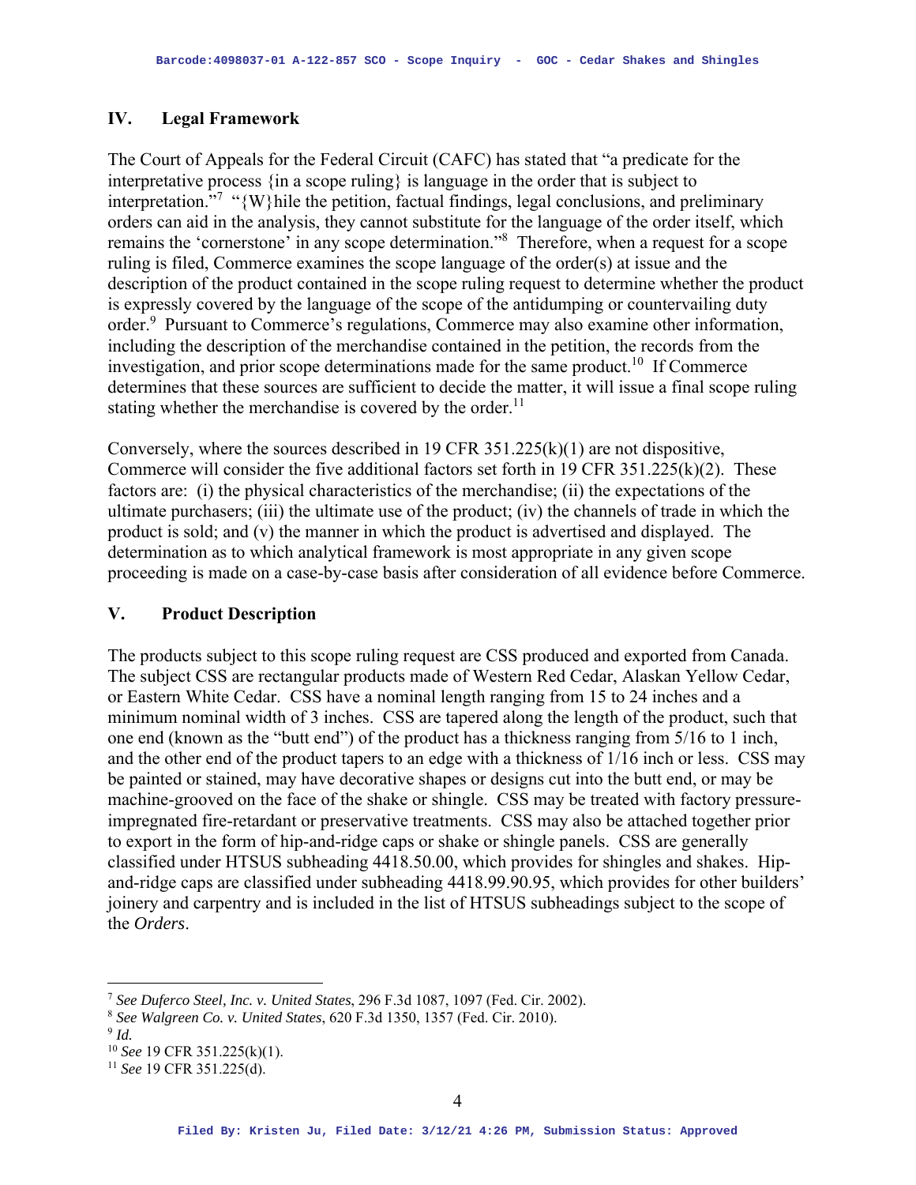## IV. Legal Framework

The Court of Appeals for the Federal Circuit (CAFC) has stated that "a predicate for the interpretative process {in a scope ruling} is language in the order that is subject to interpretation."[7] "{W}hile the petition, factual findings, legal conclusions, and preliminary orders can aid in the analysis, they cannot substitute for the language of the order itself, which remains the 'cornerstone' in any scope determination."[8] Therefore, when a request for a scope ruling is filed, Commerce examines the scope language of the order(s) at issue and the description of the product contained in the scope ruling request to determine whether the product is expressly covered by the language of the scope of the antidumping or countervailing duty order.[9] Pursuant to Commerce's regulations, Commerce may also examine other information, including the description of the merchandise contained in the petition, the records from the investigation, and prior scope determinations made for the same product.[10] If Commerce determines that these sources are sufficient to decide the matter, it will issue a final scope ruling stating whether the merchandise is covered by the order.[11]

Conversely, where the sources described in 19 CFR 351.225(k)(1) are not dispositive, Commerce will consider the five additional factors set forth in 19 CFR 351.225(k)(2). These factors are: (i) the physical characteristics of the merchandise; (ii) the expectations of the ultimate purchasers; (iii) the ultimate use of the product; (iv) the channels of trade in which the product is sold; and (v) the manner in which the product is advertised and displayed. The determination as to which analytical framework is most appropriate in any given scope proceeding is made on a case-by-case basis after consideration of all evidence before Commerce.

## V. Product Description

The products subject to this scope ruling request are CSS produced and exported from Canada. The subject CSS are rectangular products made of Western Red Cedar, Alaskan Yellow Cedar, or Eastern White Cedar. CSS have a nominal length ranging from 15 to 24 inches and a minimum nominal width of 3 inches. CSS are tapered along the length of the product, such that one end (known as the "butt end") of the product has a thickness ranging from 5/16 to 1 inch, and the other end of the product tapers to an edge with a thickness of 1/16 inch or less. CSS may be painted or stained, may have decorative shapes or designs cut into the butt end, or may be machine-grooved on the face of the shake or shingle. CSS may be treated with factory pressure-impregnated fire-retardant or preservative treatments. CSS may also be attached together prior to export in the form of hip-and-ridge caps or shake or shingle panels. CSS are generally classified under HTSUS subheading 4418.50.00, which provides for shingles and shakes. Hip-and-ridge caps are classified under subheading 4418.99.90.95, which provides for other builders' joinery and carpentry and is included in the list of HTSUS subheadings subject to the scope of the *Orders*.

---

[7] *See Duferco Steel, Inc. v. United States*, 296 F.3d 1087, 1097 (Fed. Cir. 2002).

[8] *See Walgreen Co. v. United States*, 620 F.3d 1350, 1357 (Fed. Cir. 2010).

[9] *Id.*

[10] *See* 19 CFR 351.225(k)(1).

[11] *See* 19 CFR 351.225(d).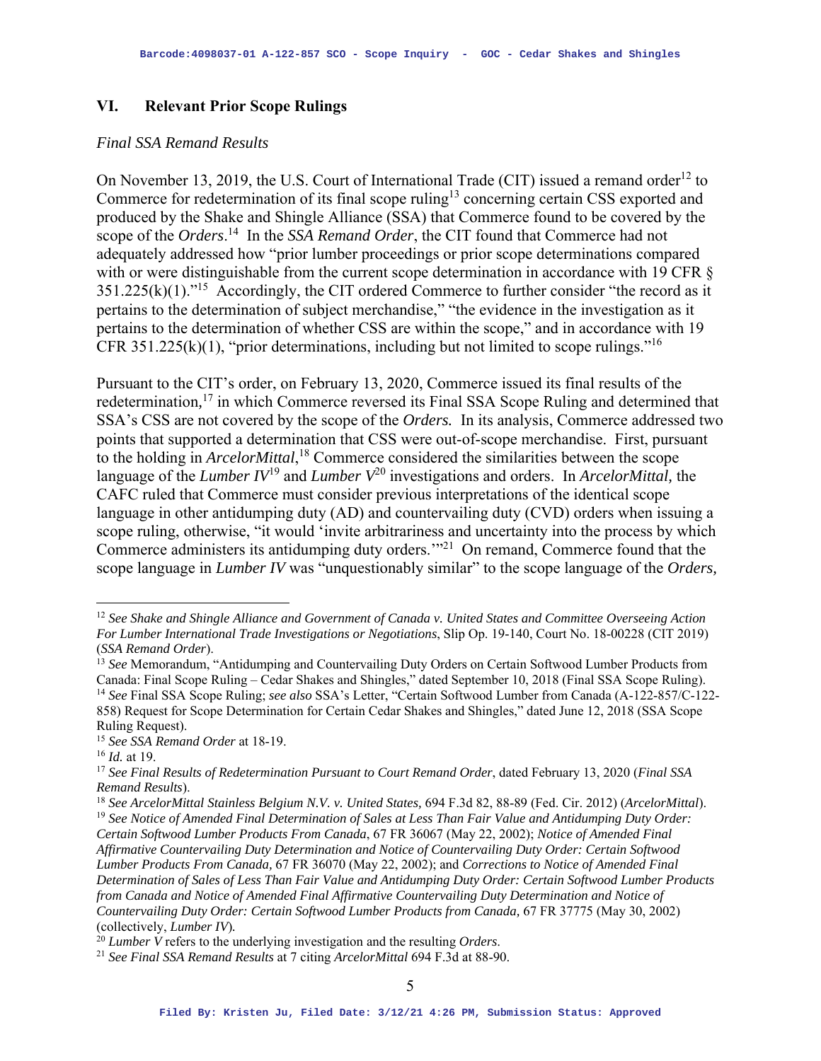## VI. Relevant Prior Scope Rulings

*Final SSA Remand Results*

On November 13, 2019, the U.S. Court of International Trade (CIT) issued a remand order[12] to Commerce for redetermination of its final scope ruling[13] concerning certain CSS exported and produced by the Shake and Shingle Alliance (SSA) that Commerce found to be covered by the scope of the *Orders*.[14] In the *SSA Remand Order*, the CIT found that Commerce had not adequately addressed how "prior lumber proceedings or prior scope determinations compared with or were distinguishable from the current scope determination in accordance with 19 CFR § 351.225(k)(1)."[15] Accordingly, the CIT ordered Commerce to further consider "the record as it pertains to the determination of subject merchandise," "the evidence in the investigation as it pertains to the determination of whether CSS are within the scope," and in accordance with 19 CFR 351.225(k)(1), "prior determinations, including but not limited to scope rulings."[16]

Pursuant to the CIT's order, on February 13, 2020, Commerce issued its final results of the redetermination,[17] in which Commerce reversed its Final SSA Scope Ruling and determined that SSA's CSS are not covered by the scope of the *Orders.* In its analysis, Commerce addressed two points that supported a determination that CSS were out-of-scope merchandise. First, pursuant to the holding in *ArcelorMittal*,[18] Commerce considered the similarities between the scope language of the *Lumber IV*[19] and *Lumber V*[20] investigations and orders. In *ArcelorMittal,* the CAFC ruled that Commerce must consider previous interpretations of the identical scope language in other antidumping duty (AD) and countervailing duty (CVD) orders when issuing a scope ruling, otherwise, "it would 'invite arbitrariness and uncertainty into the process by which Commerce administers its antidumping duty orders.'"[21] On remand, Commerce found that the scope language in *Lumber IV* was "unquestionably similar" to the scope language of the *Orders,*

---

[12] *See Shake and Shingle Alliance and Government of Canada v. United States and Committee Overseeing Action For Lumber International Trade Investigations or Negotiations*, Slip Op. 19-140, Court No. 18-00228 (CIT 2019) (*SSA Remand Order*).

[13] *See* Memorandum, "Antidumping and Countervailing Duty Orders on Certain Softwood Lumber Products from Canada: Final Scope Ruling – Cedar Shakes and Shingles," dated September 10, 2018 (Final SSA Scope Ruling).

[14] *See* Final SSA Scope Ruling; *see also* SSA's Letter, "Certain Softwood Lumber from Canada (A-122-857/C-122-858) Request for Scope Determination for Certain Cedar Shakes and Shingles," dated June 12, 2018 (SSA Scope Ruling Request).

[15] *See SSA Remand Order* at 18-19.

[16] *Id.* at 19.

[17] *See Final Results of Redetermination Pursuant to Court Remand Order*, dated February 13, 2020 (*Final SSA Remand Results*).

[18] *See ArcelorMittal Stainless Belgium N.V. v. United States,* 694 F.3d 82, 88-89 (Fed. Cir. 2012) (*ArcelorMittal*).

[19] *See Notice of Amended Final Determination of Sales at Less Than Fair Value and Antidumping Duty Order: Certain Softwood Lumber Products From Canada*, 67 FR 36067 (May 22, 2002); *Notice of Amended Final Affirmative Countervailing Duty Determination and Notice of Countervailing Duty Order: Certain Softwood Lumber Products From Canada,* 67 FR 36070 (May 22, 2002); and *Corrections to Notice of Amended Final Determination of Sales of Less Than Fair Value and Antidumping Duty Order: Certain Softwood Lumber Products from Canada and Notice of Amended Final Affirmative Countervailing Duty Determination and Notice of Countervailing Duty Order: Certain Softwood Lumber Products from Canada,* 67 FR 37775 (May 30, 2002) (collectively, *Lumber IV*).

[20] *Lumber V* refers to the underlying investigation and the resulting *Orders*.

[21] *See Final SSA Remand Results* at 7 citing *ArcelorMittal* 694 F.3d at 88-90.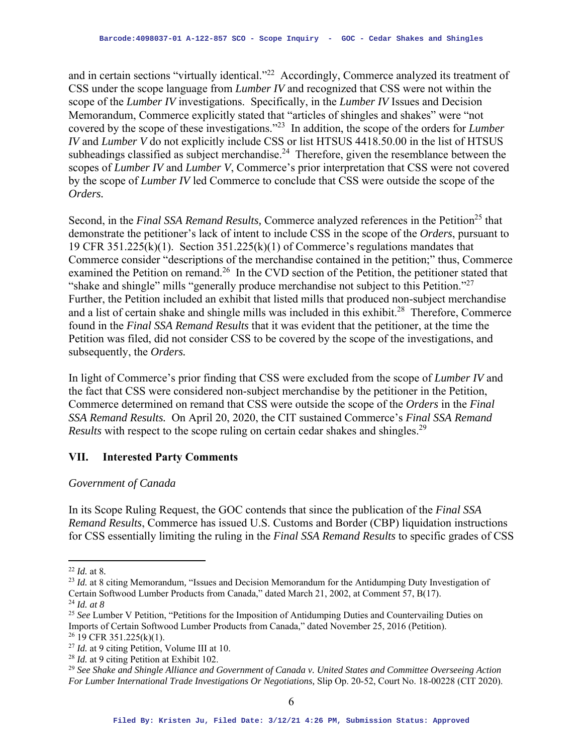and in certain sections "virtually identical."[22] Accordingly, Commerce analyzed its treatment of CSS under the scope language from *Lumber IV* and recognized that CSS were not within the scope of the *Lumber IV* investigations. Specifically, in the *Lumber IV* Issues and Decision Memorandum, Commerce explicitly stated that "articles of shingles and shakes" were "not covered by the scope of these investigations."[23] In addition, the scope of the orders for *Lumber IV* and *Lumber V* do not explicitly include CSS or list HTSUS 4418.50.00 in the list of HTSUS subheadings classified as subject merchandise.[24] Therefore, given the resemblance between the scopes of *Lumber IV* and *Lumber V*, Commerce's prior interpretation that CSS were not covered by the scope of *Lumber IV* led Commerce to conclude that CSS were outside the scope of the *Orders.*

Second, in the *Final SSA Remand Results,* Commerce analyzed references in the Petition[25] that demonstrate the petitioner's lack of intent to include CSS in the scope of the *Orders*, pursuant to 19 CFR 351.225(k)(1). Section 351.225(k)(1) of Commerce's regulations mandates that Commerce consider "descriptions of the merchandise contained in the petition;" thus, Commerce examined the Petition on remand.[26] In the CVD section of the Petition, the petitioner stated that "shake and shingle" mills "generally produce merchandise not subject to this Petition."[27] Further, the Petition included an exhibit that listed mills that produced non-subject merchandise and a list of certain shake and shingle mills was included in this exhibit.[28] Therefore, Commerce found in the *Final SSA Remand Results* that it was evident that the petitioner, at the time the Petition was filed, did not consider CSS to be covered by the scope of the investigations, and subsequently, the *Orders.*

In light of Commerce's prior finding that CSS were excluded from the scope of *Lumber IV* and the fact that CSS were considered non-subject merchandise by the petitioner in the Petition, Commerce determined on remand that CSS were outside the scope of the *Orders* in the *Final SSA Remand Results.* On April 20, 2020, the CIT sustained Commerce's *Final SSA Remand Results* with respect to the scope ruling on certain cedar shakes and shingles.[29]

## VII. Interested Party Comments

*Government of Canada*

In its Scope Ruling Request, the GOC contends that since the publication of the *Final SSA Remand Results*, Commerce has issued U.S. Customs and Border (CBP) liquidation instructions for CSS essentially limiting the ruling in the *Final SSA Remand Results* to specific grades of CSS

---

[22] *Id.* at 8.

[23] *Id.* at 8 citing Memorandum, "Issues and Decision Memorandum for the Antidumping Duty Investigation of Certain Softwood Lumber Products from Canada," dated March 21, 2002, at Comment 57, B(17).

[24] *Id. at 8*

[25] *See* Lumber V Petition, "Petitions for the Imposition of Antidumping Duties and Countervailing Duties on Imports of Certain Softwood Lumber Products from Canada," dated November 25, 2016 (Petition).

[26] 19 CFR 351.225(k)(1).

[27] *Id.* at 9 citing Petition, Volume III at 10.

[28] *Id.* at 9 citing Petition at Exhibit 102.

[29] *See Shake and Shingle Alliance and Government of Canada v. United States and Committee Overseeing Action For Lumber International Trade Investigations Or Negotiations,* Slip Op. 20-52, Court No. 18-00228 (CIT 2020).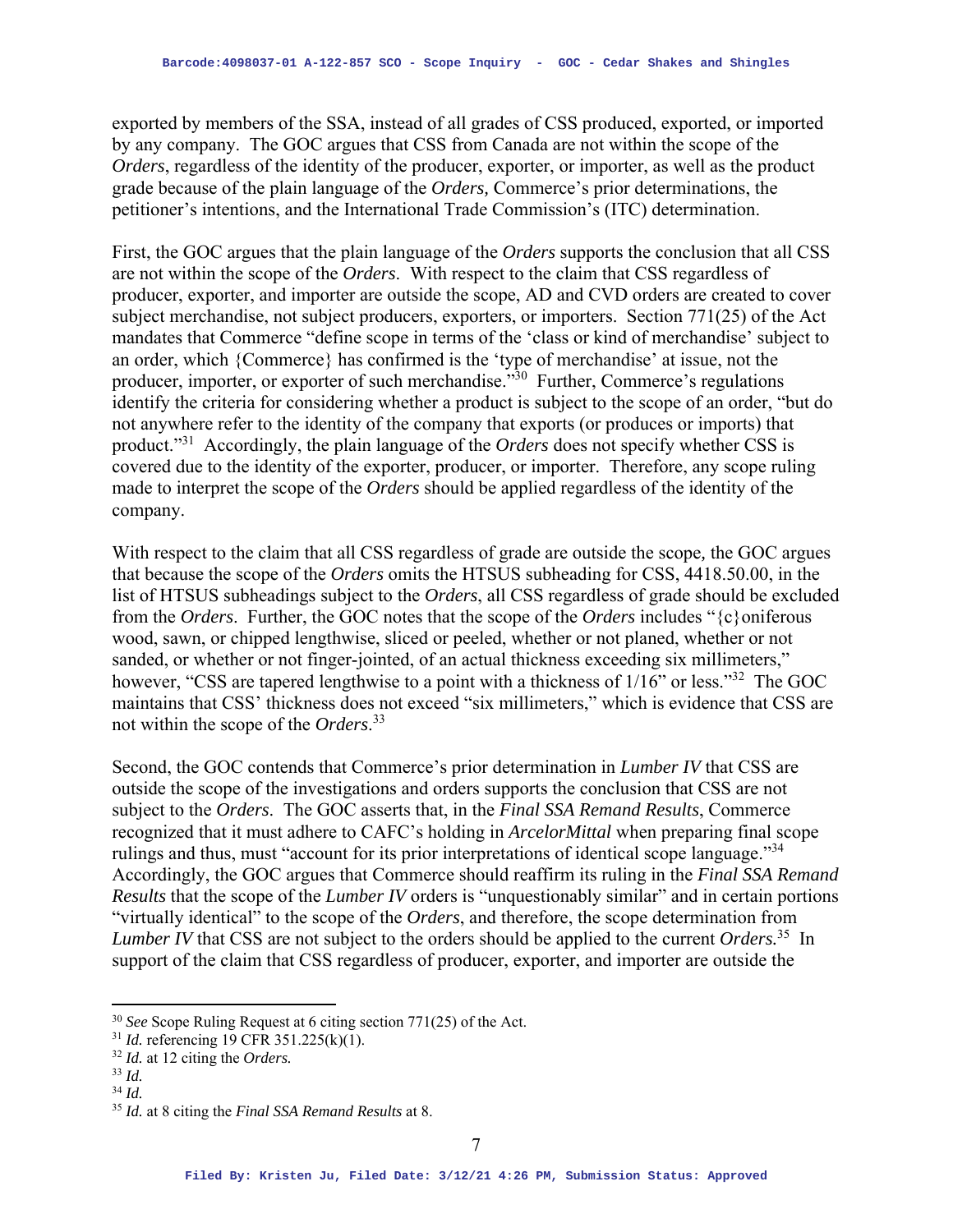exported by members of the SSA, instead of all grades of CSS produced, exported, or imported by any company. The GOC argues that CSS from Canada are not within the scope of the *Orders*, regardless of the identity of the producer, exporter, or importer, as well as the product grade because of the plain language of the *Orders,* Commerce's prior determinations, the petitioner's intentions, and the International Trade Commission's (ITC) determination.

First, the GOC argues that the plain language of the *Orders* supports the conclusion that all CSS are not within the scope of the *Orders*. With respect to the claim that CSS regardless of producer, exporter, and importer are outside the scope, AD and CVD orders are created to cover subject merchandise, not subject producers, exporters, or importers. Section 771(25) of the Act mandates that Commerce "define scope in terms of the 'class or kind of merchandise' subject to an order, which {Commerce} has confirmed is the 'type of merchandise' at issue, not the producer, importer, or exporter of such merchandise."[30] Further, Commerce's regulations identify the criteria for considering whether a product is subject to the scope of an order, "but do not anywhere refer to the identity of the company that exports (or produces or imports) that product."[31] Accordingly, the plain language of the *Orders* does not specify whether CSS is covered due to the identity of the exporter, producer, or importer. Therefore, any scope ruling made to interpret the scope of the *Orders* should be applied regardless of the identity of the company.

With respect to the claim that all CSS regardless of grade are outside the scope, the GOC argues that because the scope of the *Orders* omits the HTSUS subheading for CSS, 4418.50.00, in the list of HTSUS subheadings subject to the *Orders*, all CSS regardless of grade should be excluded from the *Orders*. Further, the GOC notes that the scope of the *Orders* includes "{c}oniferous wood, sawn, or chipped lengthwise, sliced or peeled, whether or not planed, whether or not sanded, or whether or not finger-jointed, of an actual thickness exceeding six millimeters," however, "CSS are tapered lengthwise to a point with a thickness of 1/16" or less."[32] The GOC maintains that CSS' thickness does not exceed "six millimeters," which is evidence that CSS are not within the scope of the *Orders*.[33]

Second, the GOC contends that Commerce's prior determination in *Lumber IV* that CSS are outside the scope of the investigations and orders supports the conclusion that CSS are not subject to the *Orders*. The GOC asserts that, in the *Final SSA Remand Results*, Commerce recognized that it must adhere to CAFC's holding in *ArcelorMittal* when preparing final scope rulings and thus, must "account for its prior interpretations of identical scope language."[34] Accordingly, the GOC argues that Commerce should reaffirm its ruling in the *Final SSA Remand Results* that the scope of the *Lumber IV* orders is "unquestionably similar" and in certain portions "virtually identical" to the scope of the *Orders*, and therefore, the scope determination from *Lumber IV* that CSS are not subject to the orders should be applied to the current *Orders.*[35] In support of the claim that CSS regardless of producer, exporter, and importer are outside the

---

[30] *See* Scope Ruling Request at 6 citing section 771(25) of the Act.
[31] *Id.* referencing 19 CFR 351.225(k)(1).
[32] *Id.* at 12 citing the *Orders.*
[33] *Id.*
[34] *Id.*
[35] *Id.* at 8 citing the *Final SSA Remand Results* at 8.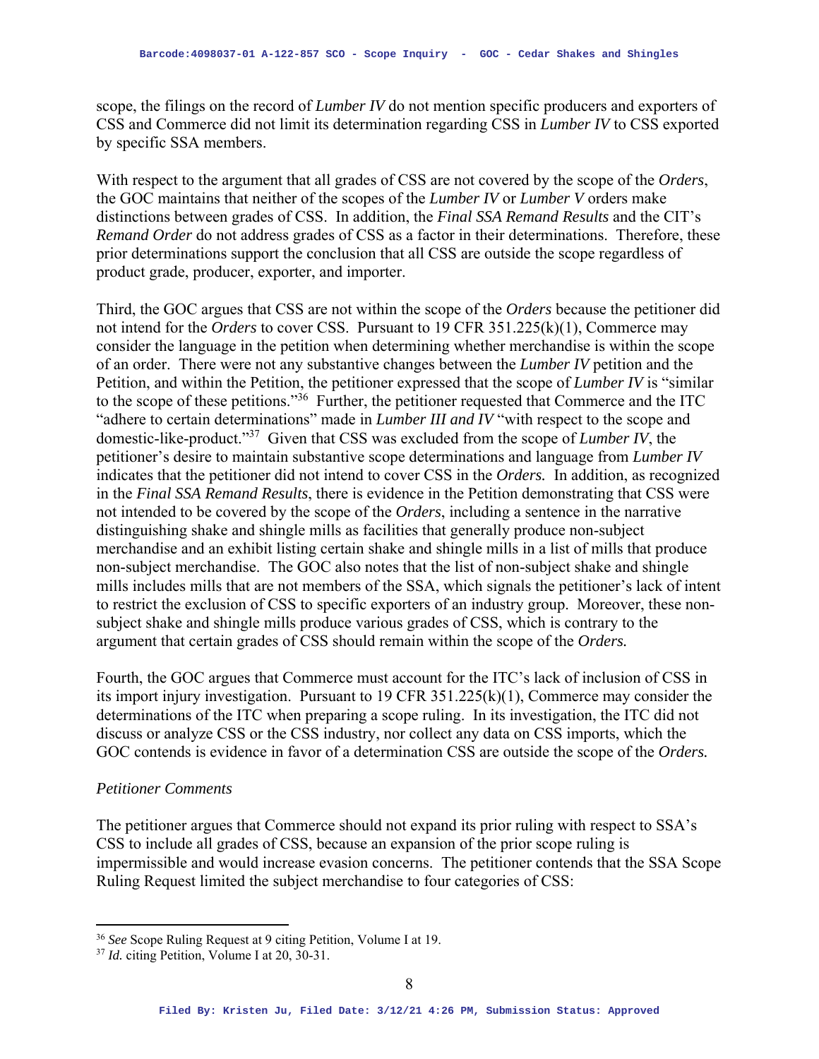scope, the filings on the record of *Lumber IV* do not mention specific producers and exporters of CSS and Commerce did not limit its determination regarding CSS in *Lumber IV* to CSS exported by specific SSA members.

With respect to the argument that all grades of CSS are not covered by the scope of the *Orders*, the GOC maintains that neither of the scopes of the *Lumber IV* or *Lumber V* orders make distinctions between grades of CSS. In addition, the *Final SSA Remand Results* and the CIT's *Remand Order* do not address grades of CSS as a factor in their determinations. Therefore, these prior determinations support the conclusion that all CSS are outside the scope regardless of product grade, producer, exporter, and importer.

Third, the GOC argues that CSS are not within the scope of the *Orders* because the petitioner did not intend for the *Orders* to cover CSS. Pursuant to 19 CFR 351.225(k)(1), Commerce may consider the language in the petition when determining whether merchandise is within the scope of an order. There were not any substantive changes between the *Lumber IV* petition and the Petition, and within the Petition, the petitioner expressed that the scope of *Lumber IV* is "similar to the scope of these petitions."[36] Further, the petitioner requested that Commerce and the ITC "adhere to certain determinations" made in *Lumber III and IV* "with respect to the scope and domestic-like-product."[37] Given that CSS was excluded from the scope of *Lumber IV*, the petitioner's desire to maintain substantive scope determinations and language from *Lumber IV* indicates that the petitioner did not intend to cover CSS in the *Orders.* In addition, as recognized in the *Final SSA Remand Results*, there is evidence in the Petition demonstrating that CSS were not intended to be covered by the scope of the *Orders*, including a sentence in the narrative distinguishing shake and shingle mills as facilities that generally produce non-subject merchandise and an exhibit listing certain shake and shingle mills in a list of mills that produce non-subject merchandise. The GOC also notes that the list of non-subject shake and shingle mills includes mills that are not members of the SSA, which signals the petitioner's lack of intent to restrict the exclusion of CSS to specific exporters of an industry group. Moreover, these non-subject shake and shingle mills produce various grades of CSS, which is contrary to the argument that certain grades of CSS should remain within the scope of the *Orders.*

Fourth, the GOC argues that Commerce must account for the ITC's lack of inclusion of CSS in its import injury investigation. Pursuant to 19 CFR 351.225(k)(1), Commerce may consider the determinations of the ITC when preparing a scope ruling. In its investigation, the ITC did not discuss or analyze CSS or the CSS industry, nor collect any data on CSS imports, which the GOC contends is evidence in favor of a determination CSS are outside the scope of the *Orders.*

*Petitioner Comments*

The petitioner argues that Commerce should not expand its prior ruling with respect to SSA's CSS to include all grades of CSS, because an expansion of the prior scope ruling is impermissible and would increase evasion concerns. The petitioner contends that the SSA Scope Ruling Request limited the subject merchandise to four categories of CSS:

---

[36] *See* Scope Ruling Request at 9 citing Petition, Volume I at 19.

[37] *Id.* citing Petition, Volume I at 20, 30-31.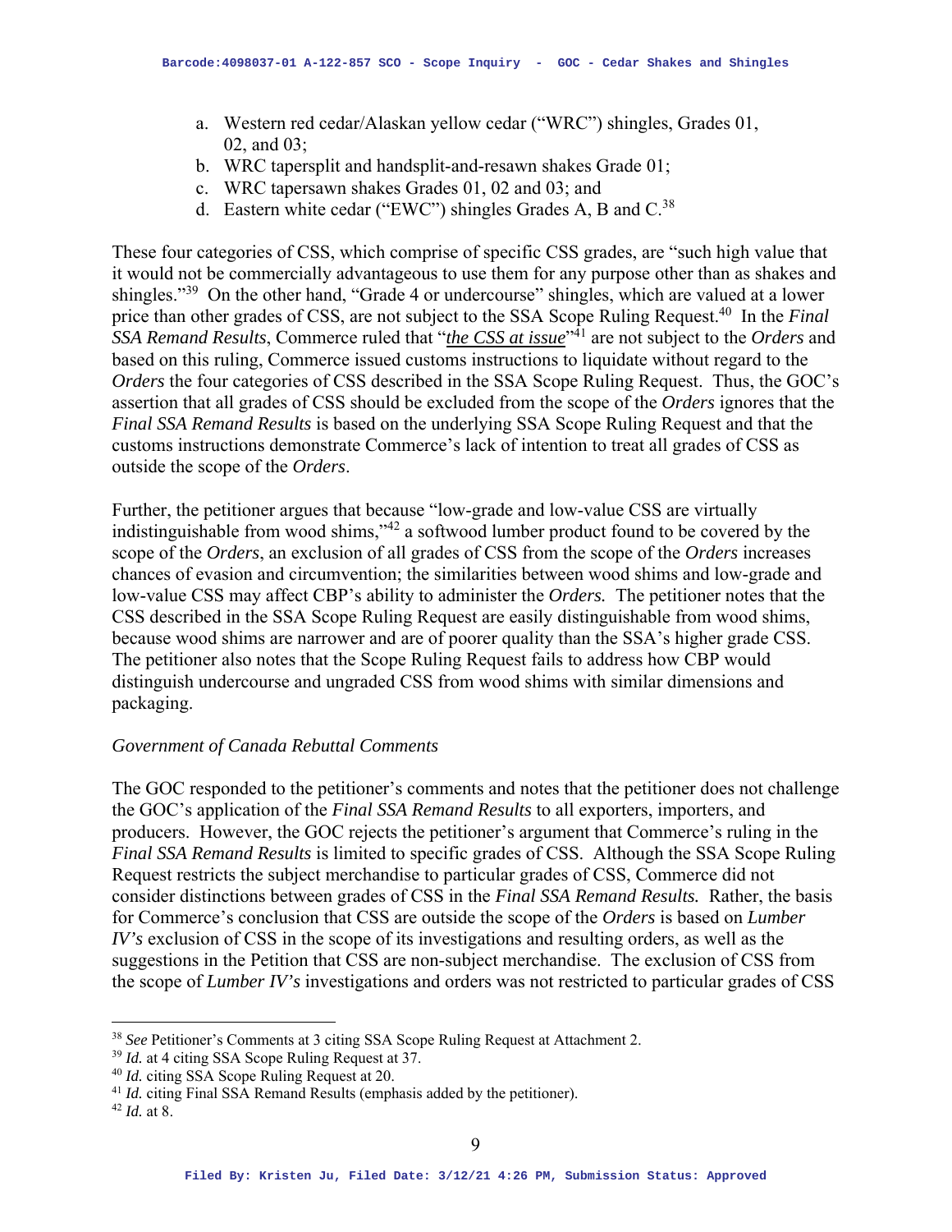a. Western red cedar/Alaskan yellow cedar ("WRC") shingles, Grades 01, 02, and 03;
b. WRC tapersplit and handsplit-and-resawn shakes Grade 01;
c. WRC tapersawn shakes Grades 01, 02 and 03; and
d. Eastern white cedar ("EWC") shingles Grades A, B and C.[38]

These four categories of CSS, which comprise of specific CSS grades, are "such high value that it would not be commercially advantageous to use them for any purpose other than as shakes and shingles."[39] On the other hand, "Grade 4 or undercourse" shingles, which are valued at a lower price than other grades of CSS, are not subject to the SSA Scope Ruling Request.[40] In the *Final SSA Remand Results*, Commerce ruled that "*the CSS at issue*"[41] are not subject to the *Orders* and based on this ruling, Commerce issued customs instructions to liquidate without regard to the *Orders* the four categories of CSS described in the SSA Scope Ruling Request. Thus, the GOC's assertion that all grades of CSS should be excluded from the scope of the *Orders* ignores that the *Final SSA Remand Results* is based on the underlying SSA Scope Ruling Request and that the customs instructions demonstrate Commerce's lack of intention to treat all grades of CSS as outside the scope of the *Orders*.

Further, the petitioner argues that because "low-grade and low-value CSS are virtually indistinguishable from wood shims,"[42] a softwood lumber product found to be covered by the scope of the *Orders*, an exclusion of all grades of CSS from the scope of the *Orders* increases chances of evasion and circumvention; the similarities between wood shims and low-grade and low-value CSS may affect CBP's ability to administer the *Orders.* The petitioner notes that the CSS described in the SSA Scope Ruling Request are easily distinguishable from wood shims, because wood shims are narrower and are of poorer quality than the SSA's higher grade CSS. The petitioner also notes that the Scope Ruling Request fails to address how CBP would distinguish undercourse and ungraded CSS from wood shims with similar dimensions and packaging.

*Government of Canada Rebuttal Comments*

The GOC responded to the petitioner's comments and notes that the petitioner does not challenge the GOC's application of the *Final SSA Remand Results* to all exporters, importers, and producers. However, the GOC rejects the petitioner's argument that Commerce's ruling in the *Final SSA Remand Results* is limited to specific grades of CSS. Although the SSA Scope Ruling Request restricts the subject merchandise to particular grades of CSS, Commerce did not consider distinctions between grades of CSS in the *Final SSA Remand Results.* Rather, the basis for Commerce's conclusion that CSS are outside the scope of the *Orders* is based on *Lumber IV's* exclusion of CSS in the scope of its investigations and resulting orders, as well as the suggestions in the Petition that CSS are non-subject merchandise. The exclusion of CSS from the scope of *Lumber IV's* investigations and orders was not restricted to particular grades of CSS

---

[38] *See* Petitioner's Comments at 3 citing SSA Scope Ruling Request at Attachment 2.

[39] *Id.* at 4 citing SSA Scope Ruling Request at 37.

[40] *Id.* citing SSA Scope Ruling Request at 20.

[41] *Id.* citing Final SSA Remand Results (emphasis added by the petitioner).

[42] *Id.* at 8.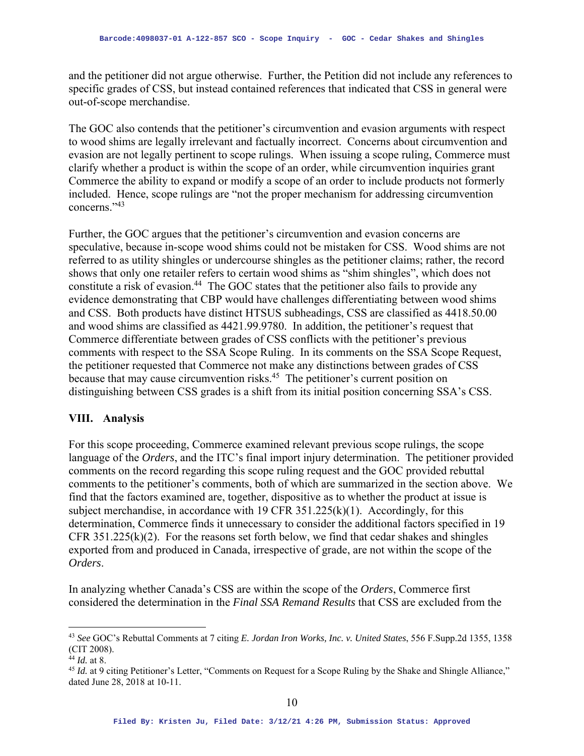and the petitioner did not argue otherwise. Further, the Petition did not include any references to specific grades of CSS, but instead contained references that indicated that CSS in general were out-of-scope merchandise.

The GOC also contends that the petitioner's circumvention and evasion arguments with respect to wood shims are legally irrelevant and factually incorrect. Concerns about circumvention and evasion are not legally pertinent to scope rulings. When issuing a scope ruling, Commerce must clarify whether a product is within the scope of an order, while circumvention inquiries grant Commerce the ability to expand or modify a scope of an order to include products not formerly included. Hence, scope rulings are "not the proper mechanism for addressing circumvention concerns."[43]

Further, the GOC argues that the petitioner's circumvention and evasion concerns are speculative, because in-scope wood shims could not be mistaken for CSS. Wood shims are not referred to as utility shingles or undercourse shingles as the petitioner claims; rather, the record shows that only one retailer refers to certain wood shims as "shim shingles", which does not constitute a risk of evasion.[44] The GOC states that the petitioner also fails to provide any evidence demonstrating that CBP would have challenges differentiating between wood shims and CSS. Both products have distinct HTSUS subheadings, CSS are classified as 4418.50.00 and wood shims are classified as 4421.99.9780. In addition, the petitioner's request that Commerce differentiate between grades of CSS conflicts with the petitioner's previous comments with respect to the SSA Scope Ruling. In its comments on the SSA Scope Request, the petitioner requested that Commerce not make any distinctions between grades of CSS because that may cause circumvention risks.[45] The petitioner's current position on distinguishing between CSS grades is a shift from its initial position concerning SSA's CSS.

## VIII. Analysis

For this scope proceeding, Commerce examined relevant previous scope rulings, the scope language of the *Orders*, and the ITC's final import injury determination. The petitioner provided comments on the record regarding this scope ruling request and the GOC provided rebuttal comments to the petitioner's comments, both of which are summarized in the section above. We find that the factors examined are, together, dispositive as to whether the product at issue is subject merchandise, in accordance with 19 CFR 351.225(k)(1). Accordingly, for this determination, Commerce finds it unnecessary to consider the additional factors specified in 19 CFR 351.225(k)(2). For the reasons set forth below, we find that cedar shakes and shingles exported from and produced in Canada, irrespective of grade, are not within the scope of the *Orders*.

In analyzing whether Canada's CSS are within the scope of the *Orders*, Commerce first considered the determination in the *Final SSA Remand Results* that CSS are excluded from the

---

[43] *See* GOC's Rebuttal Comments at 7 citing *E. Jordan Iron Works, Inc. v. United States*, 556 F.Supp.2d 1355, 1358 (CIT 2008).

[44] *Id.* at 8.

[45] *Id.* at 9 citing Petitioner's Letter, "Comments on Request for a Scope Ruling by the Shake and Shingle Alliance," dated June 28, 2018 at 10-11.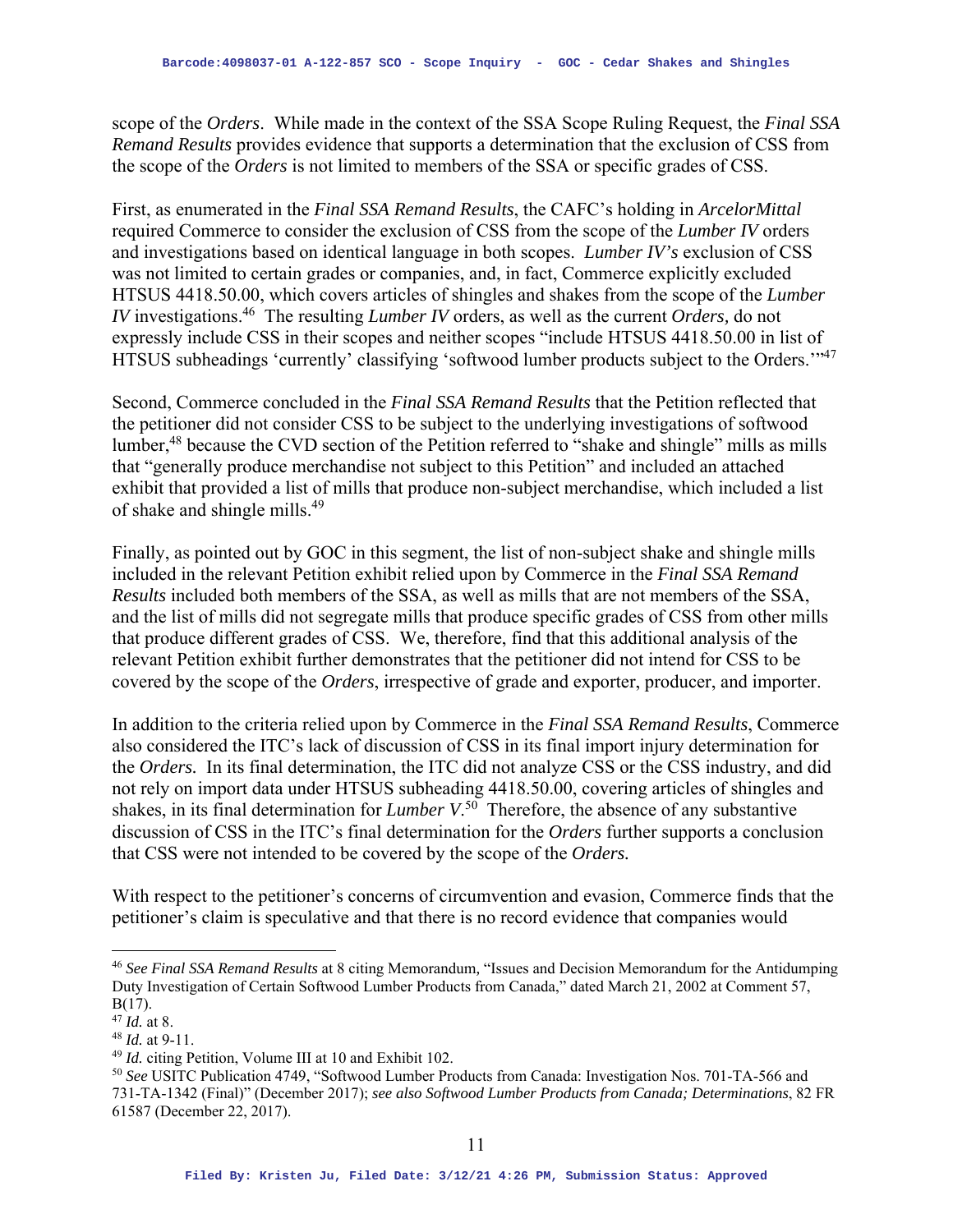scope of the *Orders*. While made in the context of the SSA Scope Ruling Request, the *Final SSA Remand Results* provides evidence that supports a determination that the exclusion of CSS from the scope of the *Orders* is not limited to members of the SSA or specific grades of CSS.

First, as enumerated in the *Final SSA Remand Results*, the CAFC's holding in *ArcelorMittal* required Commerce to consider the exclusion of CSS from the scope of the *Lumber IV* orders and investigations based on identical language in both scopes. *Lumber IV's* exclusion of CSS was not limited to certain grades or companies, and, in fact, Commerce explicitly excluded HTSUS 4418.50.00, which covers articles of shingles and shakes from the scope of the *Lumber IV* investigations.[46] The resulting *Lumber IV* orders, as well as the current *Orders,* do not expressly include CSS in their scopes and neither scopes "include HTSUS 4418.50.00 in list of HTSUS subheadings 'currently' classifying 'softwood lumber products subject to the Orders.'"[47]

Second, Commerce concluded in the *Final SSA Remand Results* that the Petition reflected that the petitioner did not consider CSS to be subject to the underlying investigations of softwood lumber,[48] because the CVD section of the Petition referred to "shake and shingle" mills as mills that "generally produce merchandise not subject to this Petition" and included an attached exhibit that provided a list of mills that produce non-subject merchandise, which included a list of shake and shingle mills.[49]

Finally, as pointed out by GOC in this segment, the list of non-subject shake and shingle mills included in the relevant Petition exhibit relied upon by Commerce in the *Final SSA Remand Results* included both members of the SSA, as well as mills that are not members of the SSA, and the list of mills did not segregate mills that produce specific grades of CSS from other mills that produce different grades of CSS. We, therefore, find that this additional analysis of the relevant Petition exhibit further demonstrates that the petitioner did not intend for CSS to be covered by the scope of the *Orders*, irrespective of grade and exporter, producer, and importer.

In addition to the criteria relied upon by Commerce in the *Final SSA Remand Results*, Commerce also considered the ITC's lack of discussion of CSS in its final import injury determination for the *Orders.* In its final determination, the ITC did not analyze CSS or the CSS industry, and did not rely on import data under HTSUS subheading 4418.50.00, covering articles of shingles and shakes, in its final determination for *Lumber V*.[50] Therefore, the absence of any substantive discussion of CSS in the ITC's final determination for the *Orders* further supports a conclusion that CSS were not intended to be covered by the scope of the *Orders.*

With respect to the petitioner's concerns of circumvention and evasion, Commerce finds that the petitioner's claim is speculative and that there is no record evidence that companies would

---

[46] *See Final SSA Remand Results* at 8 citing Memorandum, "Issues and Decision Memorandum for the Antidumping Duty Investigation of Certain Softwood Lumber Products from Canada," dated March 21, 2002 at Comment 57, B(17).

[47] *Id.* at 8.

[48] *Id.* at 9-11.

[49] *Id.* citing Petition, Volume III at 10 and Exhibit 102.

[50] *See* USITC Publication 4749, "Softwood Lumber Products from Canada: Investigation Nos. 701-TA-566 and 731-TA-1342 (Final)" (December 2017); *see also Softwood Lumber Products from Canada; Determinations*, 82 FR 61587 (December 22, 2017).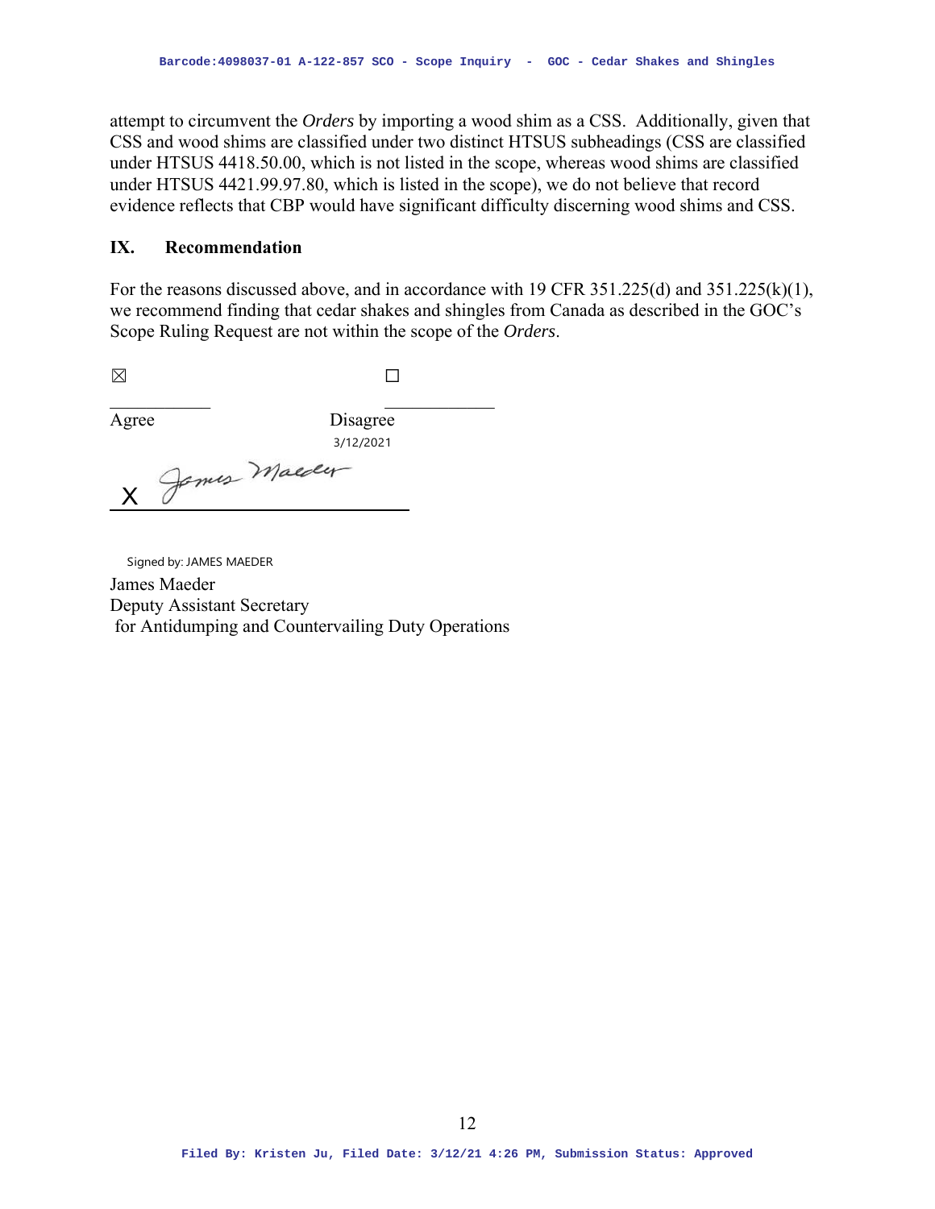attempt to circumvent the *Orders* by importing a wood shim as a CSS. Additionally, given that CSS and wood shims are classified under two distinct HTSUS subheadings (CSS are classified under HTSUS 4418.50.00, which is not listed in the scope, whereas wood shims are classified under HTSUS 4421.99.97.80, which is listed in the scope), we do not believe that record evidence reflects that CBP would have significant difficulty discerning wood shims and CSS.

## IX. Recommendation

For the reasons discussed above, and in accordance with 19 CFR 351.225(d) and 351.225(k)(1), we recommend finding that cedar shakes and shingles from Canada as described in the GOC's Scope Ruling Request are not within the scope of the *Orders*.

☒ ☐

\_\_\_\_\_\_\_\_\_\_\_\_ \_\_\_\_\_\_\_\_\_\_\_\_

Agree Disagree

3/12/2021

X James Maeder

Signed by: JAMES MAEDER

James Maeder
Deputy Assistant Secretary
for Antidumping and Countervailing Duty Operations